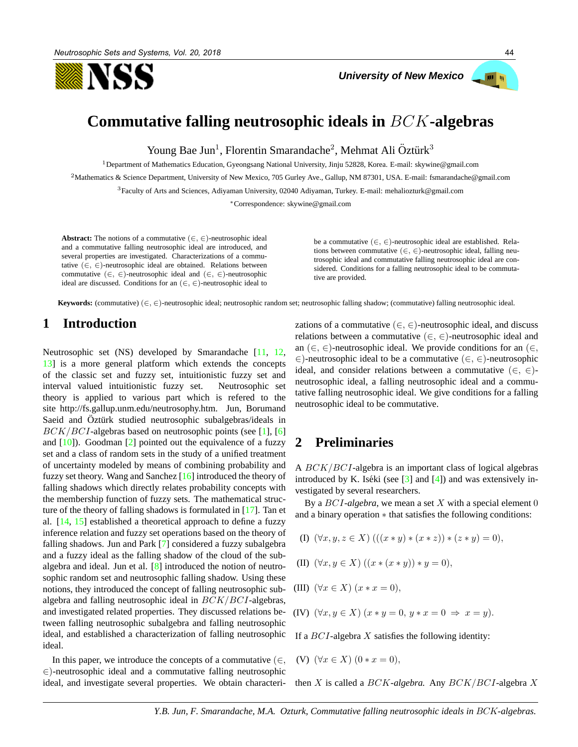# Commutative falling neutrosophic ideals in $BCK$-algebras

Young Bae Jun[1], Florentin Smarandache[2], Mehmat Ali Öztürk[3]

[1]Department of Mathematics Education, Gyeongsang National University, Jinju 52828, Korea. E-mail: skywine@gmail.com

[2]Mathematics & Science Department, University of New Mexico, 705 Gurley Ave., Gallup, NM 87301, USA. E-mail: fsmarandache@gmail.com

[3]Faculty of Arts and Sciences, Adiyaman University, 02040 Adiyaman, Turkey. E-mail: mehaliozturk@gmail.com

[*]Correspondence: skywine@gmail.com

**Abstract:** The notions of a commutative $(\in, \in)$-neutrosophic ideal and a commutative falling neutrosophic ideal are introduced, and several properties are investigated. Characterizations of a commutative $(\in, \in)$-neutrosophic ideal are obtained. Relations between commutative $(\in, \in)$-neutrosophic ideal and $(\in, \in)$-neutrosophic ideal are discussed. Conditions for an $(\in, \in)$-neutrosophic ideal to be a commutative $(\in, \in)$-neutrosophic ideal are established. Relations between commutative $(\in, \in)$-neutrosophic ideal, falling neutrosophic ideal and commutative falling neutrosophic ideal are considered. Conditions for a falling neutrosophic ideal to be commutative are provided.

**Keywords:** (commutative) $(\in, \in)$-neutrosophic ideal; neutrosophic random set; neutrosophic falling shadow; (commutative) falling neutrosophic ideal.

## 1 Introduction

Neutrosophic set (NS) developed by Smarandache [11, 12, 13] is a more general platform which extends the concepts of the classic set and fuzzy set, intuitionistic fuzzy set and interval valued intuitionistic fuzzy set. Neutrosophic set theory is applied to various part which is refered to the site http://fs.gallup.unm.edu/neutrosophy.htm. Jun, Borumand Saeid and Öztürk studied neutrosophic subalgebras/ideals in $BCK/BCI$-algebras based on neutrosophic points (see [1], [6] and [10]). Goodman [2] pointed out the equivalence of a fuzzy set and a class of random sets in the study of a unified treatment of uncertainty modeled by means of combining probability and fuzzy set theory. Wang and Sanchez [16] introduced the theory of falling shadows which directly relates probability concepts with the membership function of fuzzy sets. The mathematical structure of the theory of falling shadows is formulated in [17]. Tan et al. [14, 15] established a theoretical approach to define a fuzzy inference relation and fuzzy set operations based on the theory of falling shadows. Jun and Park [7] considered a fuzzy subalgebra and a fuzzy ideal as the falling shadow of the cloud of the subalgebra and ideal. Jun et al. [8] introduced the notion of neutrosophic random set and neutrosophic falling shadow. Using these notions, they introduced the concept of falling neutrosophic subalgebra and falling neutrosophic ideal in $BCK/BCI$-algebras, and investigated related properties. They discussed relations between falling neutrosophic subalgebra and falling neutrosophic ideal, and established a characterization of falling neutrosophic ideal.

In this paper, we introduce the concepts of a commutative $(\in, \in)$-neutrosophic ideal and a commutative falling neutrosophic ideal, and investigate several properties. We obtain characterizations of a commutative $(\in, \in)$-neutrosophic ideal, and discuss relations between a commutative $(\in, \in)$-neutrosophic ideal and an $(\in, \in)$-neutrosophic ideal. We provide conditions for an $(\in, \in)$-neutrosophic ideal to be a commutative $(\in, \in)$-neutrosophic ideal, and consider relations between a commutative $(\in, \in)$-neutrosophic ideal, a falling neutrosophic ideal and a commutative falling neutrosophic ideal. We give conditions for a falling neutrosophic ideal to be commutative.

## 2 Preliminaries

A $BCK/BCI$-algebra is an important class of logical algebras introduced by K. Iséki (see [3] and [4]) and was extensively investigated by several researchers.

By a *$BCI$-algebra*, we mean a set $X$ with a special element $0$ and a binary operation $*$ that satisfies the following conditions:

(I) $(\forall x, y, z \in X)\ (((x * y) * (x * z)) * (z * y) = 0)$,

(II) $(\forall x, y \in X)\ ((x * (x * y)) * y = 0)$,

(III) $(\forall x \in X)\ (x * x = 0)$,

(IV) $(\forall x, y \in X)\ (x * y = 0,\ y * x = 0\ \Rightarrow\ x = y)$.

If a $BCI$-algebra $X$ satisfies the following identity:

(V) $(\forall x \in X)\ (0 * x = 0)$,

then $X$ is called a *$BCK$-algebra*. Any $BCK/BCI$-algebra $X$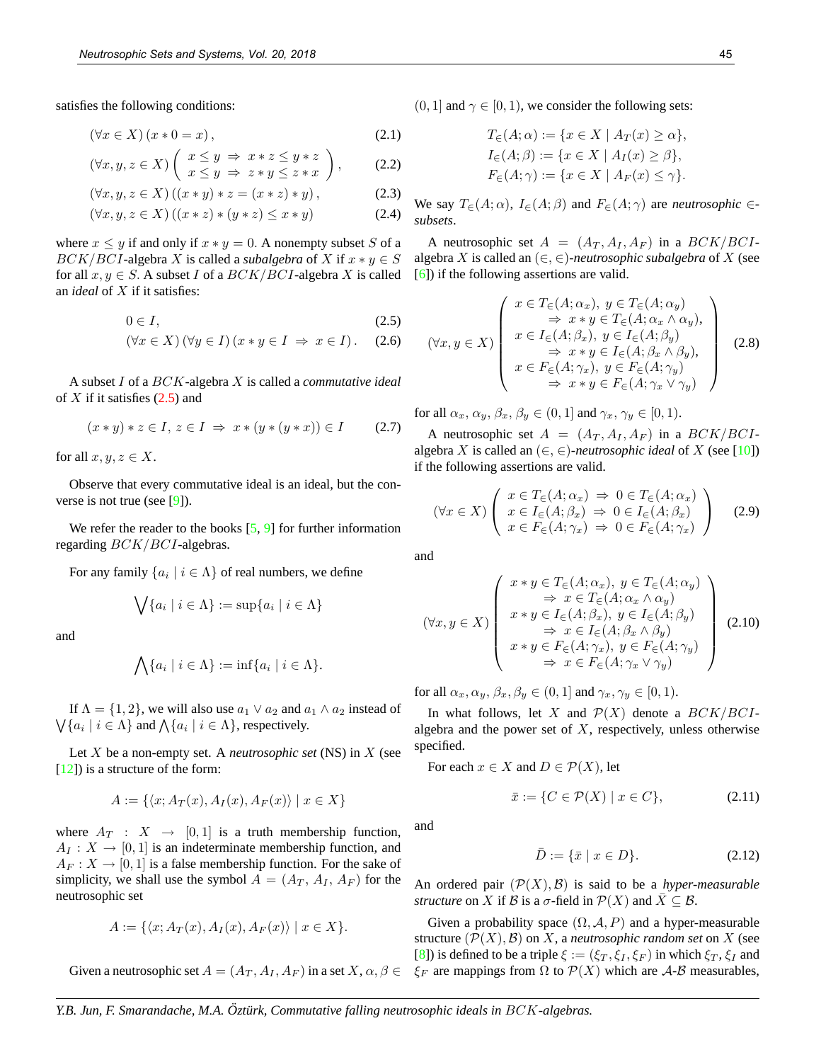satisfies the following conditions:

$$(\forall x \in X)\,(x * 0 = x)\,, \tag{2.1}$$

$$(\forall x, y, z \in X)\left( \begin{array}{l} x \leq y \;\Rightarrow\; x * z \leq y * z \\ x \leq y \;\Rightarrow\; z * y \leq z * x \end{array} \right), \tag{2.2}$$

$$(\forall x, y, z \in X)\,((x * y) * z = (x * z) * y)\,, \tag{2.3}$$

$$(\forall x, y, z \in X)\,((x * z) * (y * z) \leq x * y) \tag{2.4}$$

where $x \leq y$ if and only if $x * y = 0$. A nonempty subset $S$ of a $BCK/BCI$-algebra $X$ is called a *subalgebra* of $X$ if $x * y \in S$ for all $x, y \in S$. A subset $I$ of a $BCK/BCI$-algebra $X$ is called an *ideal* of $X$ if it satisfies:

$$0 \in I, \tag{2.5}$$

$$(\forall x \in X)\,(\forall y \in I)\,(x * y \in I \;\Rightarrow\; x \in I)\,. \tag{2.6}$$

A subset $I$ of a $BCK$-algebra $X$ is called a *commutative ideal* of $X$ if it satisfies (2.5) and

$$(x * y) * z \in I,\; z \in I \;\Rightarrow\; x * (y * (y * x)) \in I \tag{2.7}$$

for all $x, y, z \in X$.

Observe that every commutative ideal is an ideal, but the converse is not true (see [9]).

We refer the reader to the books [5, 9] for further information regarding $BCK/BCI$-algebras.

For any family $\{a_i \mid i \in \Lambda\}$ of real numbers, we define

$$\bigvee\{a_i \mid i \in \Lambda\} := \sup\{a_i \mid i \in \Lambda\}$$

and

$$\bigwedge\{a_i \mid i \in \Lambda\} := \inf\{a_i \mid i \in \Lambda\}.$$

If $\Lambda = \{1, 2\}$, we will also use $a_1 \vee a_2$ and $a_1 \wedge a_2$ instead of $\bigvee\{a_i \mid i \in \Lambda\}$ and $\bigwedge\{a_i \mid i \in \Lambda\}$, respectively.

Let $X$ be a non-empty set. A *neutrosophic set* (NS) in $X$ (see [12]) is a structure of the form:

$$A := \{\langle x; A_T(x), A_I(x), A_F(x)\rangle \mid x \in X\}$$

where $A_T : X \rightarrow [0, 1]$ is a truth membership function, $A_I : X \rightarrow [0, 1]$ is an indeterminate membership function, and $A_F : X \rightarrow [0, 1]$ is a false membership function. For the sake of simplicity, we shall use the symbol $A = (A_T, A_I, A_F)$ for the neutrosophic set

$$A := \{\langle x; A_T(x), A_I(x), A_F(x)\rangle \mid x \in X\}.$$

Given a neutrosophic set $A = (A_T, A_I, A_F)$ in a set $X$, $\alpha, \beta \in (0, 1]$ and $\gamma \in [0, 1)$, we consider the following sets:

$$T_\in(A; \alpha) := \{x \in X \mid A_T(x) \geq \alpha\},$$
$$I_\in(A; \beta) := \{x \in X \mid A_I(x) \geq \beta\},$$
$$F_\in(A; \gamma) := \{x \in X \mid A_F(x) \leq \gamma\}.$$

We say $T_\in(A; \alpha)$, $I_\in(A; \beta)$ and $F_\in(A; \gamma)$ are *neutrosophic* $\in$-*subsets*.

A neutrosophic set $A = (A_T, A_I, A_F)$ in a $BCK/BCI$-algebra $X$ is called an $(\in, \in)$-*neutrosophic subalgebra* of $X$ (see [6]) if the following assertions are valid.

$$(\forall x, y \in X)\left( \begin{array}{l} x \in T_\in(A; \alpha_x),\; y \in T_\in(A; \alpha_y) \\ \quad\Rightarrow\; x * y \in T_\in(A; \alpha_x \wedge \alpha_y), \\ x \in I_\in(A; \beta_x),\; y \in I_\in(A; \beta_y) \\ \quad\Rightarrow\; x * y \in I_\in(A; \beta_x \wedge \beta_y), \\ x \in F_\in(A; \gamma_x),\; y \in F_\in(A; \gamma_y) \\ \quad\Rightarrow\; x * y \in F_\in(A; \gamma_x \vee \gamma_y) \end{array} \right) \tag{2.8}$$

for all $\alpha_x, \alpha_y, \beta_x, \beta_y \in (0, 1]$ and $\gamma_x, \gamma_y \in [0, 1)$.

A neutrosophic set $A = (A_T, A_I, A_F)$ in a $BCK/BCI$-algebra $X$ is called an $(\in, \in)$-*neutrosophic ideal* of $X$ (see [10]) if the following assertions are valid.

$$(\forall x \in X)\left( \begin{array}{l} x \in T_\in(A; \alpha_x) \;\Rightarrow\; 0 \in T_\in(A; \alpha_x) \\ x \in I_\in(A; \beta_x) \;\Rightarrow\; 0 \in I_\in(A; \beta_x) \\ x \in F_\in(A; \gamma_x) \;\Rightarrow\; 0 \in F_\in(A; \gamma_x) \end{array} \right) \tag{2.9}$$

and

$$(\forall x, y \in X)\left( \begin{array}{l} x * y \in T_\in(A; \alpha_x),\; y \in T_\in(A; \alpha_y) \\ \quad\Rightarrow\; x \in T_\in(A; \alpha_x \wedge \alpha_y) \\ x * y \in I_\in(A; \beta_x),\; y \in I_\in(A; \beta_y) \\ \quad\Rightarrow\; x \in I_\in(A; \beta_x \wedge \beta_y) \\ x * y \in F_\in(A; \gamma_x),\; y \in F_\in(A; \gamma_y) \\ \quad\Rightarrow\; x \in F_\in(A; \gamma_x \vee \gamma_y) \end{array} \right) \tag{2.10}$$

for all $\alpha_x, \alpha_y, \beta_x, \beta_y \in (0, 1]$ and $\gamma_x, \gamma_y \in [0, 1)$.

In what follows, let $X$ and $\mathcal{P}(X)$ denote a $BCK/BCI$-algebra and the power set of $X$, respectively, unless otherwise specified.

For each $x \in X$ and $D \in \mathcal{P}(X)$, let

$$\bar{x} := \{C \in \mathcal{P}(X) \mid x \in C\}, \tag{2.11}$$

and

$$\bar{D} := \{\bar{x} \mid x \in D\}. \tag{2.12}$$

An ordered pair $(\mathcal{P}(X), \mathcal{B})$ is said to be a *hyper-measurable structure* on $X$ if $\mathcal{B}$ is a $\sigma$-field in $\mathcal{P}(X)$ and $\bar{X} \subseteq \mathcal{B}$.

Given a probability space $(\Omega, \mathcal{A}, P)$ and a hyper-measurable structure $(\mathcal{P}(X), \mathcal{B})$ on $X$, a *neutrosophic random set* on $X$ (see [8]) is defined to be a triple $\xi := (\xi_T, \xi_I, \xi_F)$ in which $\xi_T$, $\xi_I$ and $\xi_F$ are mappings from $\Omega$ to $\mathcal{P}(X)$ which are $\mathcal{A}$-$\mathcal{B}$ measurables,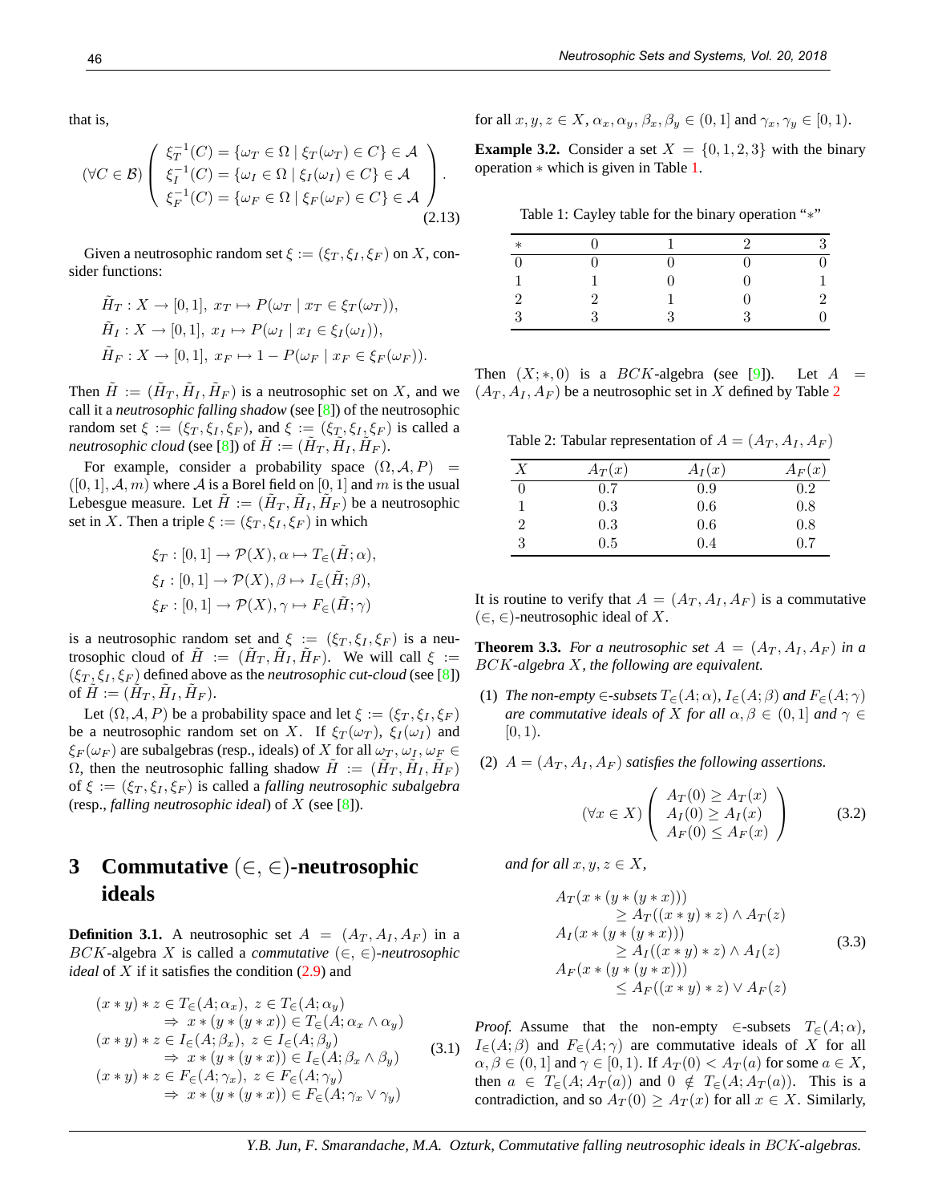that is,

$$(\forall C \in \mathcal{B}) \left( \begin{array}{l} \xi_T^{-1}(C) = \{\omega_T \in \Omega \mid \xi_T(\omega_T) \in C\} \in \mathcal{A} \\ \xi_I^{-1}(C) = \{\omega_I \in \Omega \mid \xi_I(\omega_I) \in C\} \in \mathcal{A} \\ \xi_F^{-1}(C) = \{\omega_F \in \Omega \mid \xi_F(\omega_F) \in C\} \in \mathcal{A} \end{array} \right). \tag{2.13}$$

Given a neutrosophic random set $\xi := (\xi_T, \xi_I, \xi_F)$ on $X$, consider functions:

$$\tilde{H}_T : X \to [0,1],\ x_T \mapsto P(\omega_T \mid x_T \in \xi_T(\omega_T)),$$
$$\tilde{H}_I : X \to [0,1],\ x_I \mapsto P(\omega_I \mid x_I \in \xi_I(\omega_I)),$$
$$\tilde{H}_F : X \to [0,1],\ x_F \mapsto 1 - P(\omega_F \mid x_F \in \xi_F(\omega_F)).$$

Then $\tilde{H} := (\tilde{H}_T, \tilde{H}_I, \tilde{H}_F)$ is a neutrosophic set on $X$, and we call it a *neutrosophic falling shadow* (see [8]) of the neutrosophic random set $\xi := (\xi_T, \xi_I, \xi_F)$, and $\xi := (\xi_T, \xi_I, \xi_F)$ is called a *neutrosophic cloud* (see [8]) of $\tilde{H} := (\tilde{H}_T, \tilde{H}_I, \tilde{H}_F)$.

For example, consider a probability space $(\Omega, \mathcal{A}, P) = ([0,1], \mathcal{A}, m)$ where $\mathcal{A}$ is a Borel field on $[0,1]$ and $m$ is the usual Lebesgue measure. Let $\tilde{H} := (\tilde{H}_T, \tilde{H}_I, \tilde{H}_F)$ be a neutrosophic set in $X$. Then a triple $\xi := (\xi_T, \xi_I, \xi_F)$ in which

$$\xi_T : [0,1] \to \mathcal{P}(X), \alpha \mapsto T_\in(\tilde{H}; \alpha),$$
$$\xi_I : [0,1] \to \mathcal{P}(X), \beta \mapsto I_\in(\tilde{H}; \beta),$$
$$\xi_F : [0,1] \to \mathcal{P}(X), \gamma \mapsto F_\in(\tilde{H}; \gamma)$$

is a neutrosophic random set and $\xi := (\xi_T, \xi_I, \xi_F)$ is a neutrosophic cloud of $\tilde{H} := (\tilde{H}_T, \tilde{H}_I, \tilde{H}_F)$. We will call $\xi := (\xi_T, \xi_I, \xi_F)$ defined above as the *neutrosophic cut-cloud* (see [8]) of $\tilde{H} := (\tilde{H}_T, \tilde{H}_I, \tilde{H}_F)$.

Let $(\Omega, \mathcal{A}, P)$ be a probability space and let $\xi := (\xi_T, \xi_I, \xi_F)$ be a neutrosophic random set on $X$. If $\xi_T(\omega_T)$, $\xi_I(\omega_I)$ and $\xi_F(\omega_F)$ are subalgebras (resp., ideals) of $X$ for all $\omega_T, \omega_I, \omega_F \in \Omega$, then the neutrosophic falling shadow $\tilde{H} := (\tilde{H}_T, \tilde{H}_I, \tilde{H}_F)$ of $\xi := (\xi_T, \xi_I, \xi_F)$ is called a *falling neutrosophic subalgebra* (resp., *falling neutrosophic ideal*) of $X$ (see [8]).

## 3 Commutative $(\in, \in)$-neutrosophic ideals

**Definition 3.1.** A neutrosophic set $A = (A_T, A_I, A_F)$ in a $BCK$-algebra $X$ is called a *commutative $(\in, \in)$-neutrosophic ideal* of $X$ if it satisfies the condition (2.9) and

$$\begin{array}{l} (x*y)*z \in T_\in(A;\alpha_x),\ z \in T_\in(A;\alpha_y) \\ \quad \Rightarrow\ x*(y*(y*x)) \in T_\in(A;\alpha_x \wedge \alpha_y) \\ (x*y)*z \in I_\in(A;\beta_x),\ z \in I_\in(A;\beta_y) \\ \quad \Rightarrow\ x*(y*(y*x)) \in I_\in(A;\beta_x \wedge \beta_y) \\ (x*y)*z \in F_\in(A;\gamma_x),\ z \in F_\in(A;\gamma_y) \\ \quad \Rightarrow\ x*(y*(y*x)) \in F_\in(A;\gamma_x \vee \gamma_y) \end{array} \tag{3.1}$$

for all $x, y, z \in X$, $\alpha_x, \alpha_y, \beta_x, \beta_y \in (0,1]$ and $\gamma_x, \gamma_y \in [0,1)$.

**Example 3.2.** Consider a set $X = \{0,1,2,3\}$ with the binary operation $*$ which is given in Table 1.

Table 1: Cayley table for the binary operation "$*$"

| $*$ | 0 | 1 | 2 | 3 |
|---|---|---|---|---|
| 0 | 0 | 0 | 0 | 0 |
| 1 | 1 | 0 | 0 | 1 |
| 2 | 2 | 1 | 0 | 2 |
| 3 | 3 | 3 | 3 | 0 |

Then $(X; *, 0)$ is a $BCK$-algebra (see [9]). Let $A = (A_T, A_I, A_F)$ be a neutrosophic set in $X$ defined by Table 2

Table 2: Tabular representation of $A = (A_T, A_I, A_F)$

| $X$ | $A_T(x)$ | $A_I(x)$ | $A_F(x)$ |
|---|---|---|---|
| 0 | 0.7 | 0.9 | 0.2 |
| 1 | 0.3 | 0.6 | 0.8 |
| 2 | 0.3 | 0.6 | 0.8 |
| 3 | 0.5 | 0.4 | 0.7 |

It is routine to verify that $A = (A_T, A_I, A_F)$ is a commutative $(\in, \in)$-neutrosophic ideal of $X$.

**Theorem 3.3.** *For a neutrosophic set $A = (A_T, A_I, A_F)$ in a $BCK$-algebra $X$, the following are equivalent.*

(1) *The non-empty $\in$-subsets $T_\in(A;\alpha)$, $I_\in(A;\beta)$ and $F_\in(A;\gamma)$ are commutative ideals of $X$ for all $\alpha, \beta \in (0,1]$ and $\gamma \in [0,1)$.*

(2) *$A = (A_T, A_I, A_F)$ satisfies the following assertions.*

$$(\forall x \in X) \left( \begin{array}{l} A_T(0) \geq A_T(x) \\ A_I(0) \geq A_I(x) \\ A_F(0) \leq A_F(x) \end{array} \right) \tag{3.2}$$

*and for all $x, y, z \in X$,*

$$\begin{array}{l} A_T(x*(y*(y*x))) \\ \qquad \geq A_T((x*y)*z) \wedge A_T(z) \\ A_I(x*(y*(y*x))) \\ \qquad \geq A_I((x*y)*z) \wedge A_I(z) \\ A_F(x*(y*(y*x))) \\ \qquad \leq A_F((x*y)*z) \vee A_F(z) \end{array} \tag{3.3}$$

*Proof.* Assume that the non-empty $\in$-subsets $T_\in(A;\alpha)$, $I_\in(A;\beta)$ and $F_\in(A;\gamma)$ are commutative ideals of $X$ for all $\alpha, \beta \in (0,1]$ and $\gamma \in [0,1)$. If $A_T(0) < A_T(a)$ for some $a \in X$, then $a \in T_\in(A; A_T(a))$ and $0 \notin T_\in(A; A_T(a))$. This is a contradiction, and so $A_T(0) \geq A_T(x)$ for all $x \in X$. Similarly,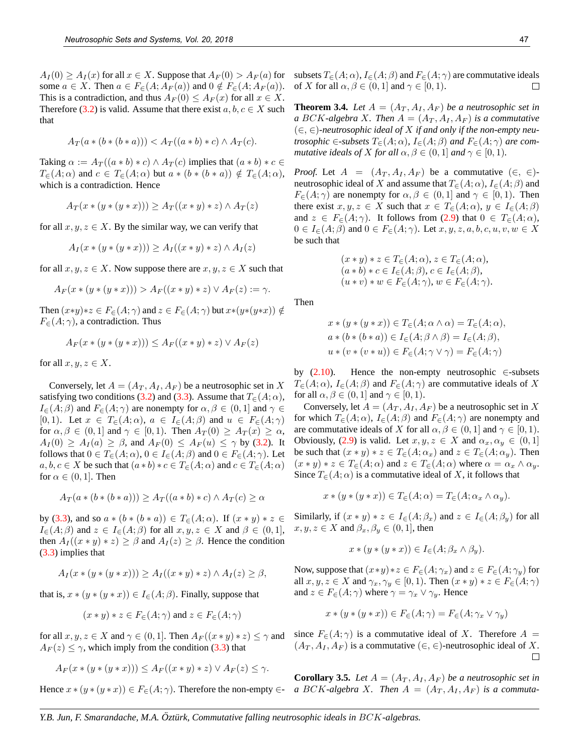$A_I(0) \geq A_I(x)$ for all $x \in X$. Suppose that $A_F(0) > A_F(a)$ for some $a \in X$. Then $a \in F_\in(A; A_F(a))$ and $0 \notin F_\in(A; A_F(a))$. This is a contradiction, and thus $A_F(0) \leq A_F(x)$ for all $x \in X$. Therefore (3.2) is valid. Assume that there exist $a, b, c \in X$ such that

$$A_T(a * (b * (b * a))) < A_T((a * b) * c) \wedge A_T(c).$$

Taking $\alpha := A_T((a * b) * c) \wedge A_T(c)$ implies that $(a * b) * c \in T_\in(A; \alpha)$ and $c \in T_\in(A; \alpha)$ but $a * (b * (b * a)) \notin T_\in(A; \alpha)$, which is a contradiction. Hence

$$A_T(x * (y * (y * x))) \geq A_T((x * y) * z) \wedge A_T(z)$$

for all $x, y, z \in X$. By the similar way, we can verify that

$$A_I(x * (y * (y * x))) \geq A_I((x * y) * z) \wedge A_I(z)$$

for all $x, y, z \in X$. Now suppose there are $x, y, z \in X$ such that

$$A_F(x * (y * (y * x))) > A_F((x * y) * z) \vee A_F(z) := \gamma.$$

Then $(x*y)*z \in F_\in(A; \gamma)$ and $z \in F_\in(A; \gamma)$ but $x*(y*(y*x)) \notin F_\in(A; \gamma)$, a contradiction. Thus

$$A_F(x * (y * (y * x))) \leq A_F((x * y) * z) \vee A_F(z)$$

for all $x, y, z \in X$.

Conversely, let $A = (A_T, A_I, A_F)$ be a neutrosophic set in $X$ satisfying two conditions (3.2) and (3.3). Assume that $T_\in(A; \alpha)$, $I_\in(A; \beta)$ and $F_\in(A; \gamma)$ are nonempty for $\alpha, \beta \in (0, 1]$ and $\gamma \in [0, 1)$. Let $x \in T_\in(A; \alpha)$, $a \in I_\in(A; \beta)$ and $u \in F_\in(A; \gamma)$ for $\alpha, \beta \in (0, 1]$ and $\gamma \in [0, 1)$. Then $A_T(0) \geq A_T(x) \geq \alpha$, $A_I(0) \geq A_I(a) \geq \beta$, and $A_F(0) \leq A_F(u) \leq \gamma$ by (3.2). It follows that $0 \in T_\in(A; \alpha)$, $0 \in I_\in(A; \beta)$ and $0 \in F_\in(A; \gamma)$. Let $a, b, c \in X$ be such that $(a * b) * c \in T_\in(A; \alpha)$ and $c \in T_\in(A; \alpha)$ for $\alpha \in (0, 1]$. Then

$$A_T(a * (b * (b * a))) \geq A_T((a * b) * c) \wedge A_T(c) \geq \alpha$$

by (3.3), and so $a * (b * (b * a)) \in T_\in(A; \alpha)$. If $(x * y) * z \in I_\in(A; \beta)$ and $z \in I_\in(A; \beta)$ for all $x, y, z \in X$ and $\beta \in (0, 1]$, then $A_I((x * y) * z) \geq \beta$ and $A_I(z) \geq \beta$. Hence the condition (3.3) implies that

$$A_I(x * (y * (y * x))) \geq A_I((x * y) * z) \wedge A_I(z) \geq \beta,$$

that is, $x * (y * (y * x)) \in I_\in(A; \beta)$. Finally, suppose that

$$(x * y) * z \in F_\in(A; \gamma) \text{ and } z \in F_\in(A; \gamma)$$

for all $x, y, z \in X$ and $\gamma \in (0, 1]$. Then $A_F((x * y) * z) \leq \gamma$ and $A_F(z) \leq \gamma$, which imply from the condition (3.3) that

$$A_F(x * (y * (y * x))) \leq A_F((x * y) * z) \vee A_F(z) \leq \gamma.$$

Hence $x * (y * (y * x)) \in F_\in(A; \gamma)$. Therefore the non-empty $\in$-subsets $T_\in(A; \alpha)$, $I_\in(A; \beta)$ and $F_\in(A; \gamma)$ are commutative ideals of $X$ for all $\alpha, \beta \in (0, 1]$ and $\gamma \in [0, 1)$. □

**Theorem 3.4.** *Let $A = (A_T, A_I, A_F)$ be a neutrosophic set in a $BCK$-algebra $X$. Then $A = (A_T, A_I, A_F)$ is a commutative $(\in, \in)$-neutrosophic ideal of $X$ if and only if the non-empty neutrosophic $\in$-subsets $T_\in(A; \alpha)$, $I_\in(A; \beta)$ and $F_\in(A; \gamma)$ are commutative ideals of $X$ for all $\alpha, \beta \in (0, 1]$ and $\gamma \in [0, 1)$.*

*Proof.* Let $A = (A_T, A_I, A_F)$ be a commutative $(\in, \in)$-neutrosophic ideal of $X$ and assume that $T_\in(A; \alpha)$, $I_\in(A; \beta)$ and $F_\in(A; \gamma)$ are nonempty for $\alpha, \beta \in (0, 1]$ and $\gamma \in [0, 1)$. Then there exist $x, y, z \in X$ such that $x \in T_\in(A; \alpha)$, $y \in I_\in(A; \beta)$ and $z \in F_\in(A; \gamma)$. It follows from (2.9) that $0 \in T_\in(A; \alpha)$, $0 \in I_\in(A; \beta)$ and $0 \in F_\in(A; \gamma)$. Let $x, y, z, a, b, c, u, v, w \in X$ be such that

$$\begin{aligned}
&(x * y) * z \in T_\in(A; \alpha),\ z \in T_\in(A; \alpha), \\
&(a * b) * c \in I_\in(A; \beta),\ c \in I_\in(A; \beta), \\
&(u * v) * w \in F_\in(A; \gamma),\ w \in F_\in(A; \gamma).
\end{aligned}$$

Then

$$\begin{aligned}
&x * (y * (y * x)) \in T_\in(A; \alpha \wedge \alpha) = T_\in(A; \alpha), \\
&a * (b * (b * a)) \in I_\in(A; \beta \wedge \beta) = I_\in(A; \beta), \\
&u * (v * (v * u)) \in F_\in(A; \gamma \vee \gamma) = F_\in(A; \gamma)
\end{aligned}$$

by (2.10). Hence the non-empty neutrosophic $\in$-subsets $T_\in(A; \alpha)$, $I_\in(A; \beta)$ and $F_\in(A; \gamma)$ are commutative ideals of $X$ for all $\alpha, \beta \in (0, 1]$ and $\gamma \in [0, 1)$.

Conversely, let $A = (A_T, A_I, A_F)$ be a neutrosophic set in $X$ for which $T_\in(A; \alpha)$, $I_\in(A; \beta)$ and $F_\in(A; \gamma)$ are nonempty and are commutative ideals of $X$ for all $\alpha, \beta \in (0, 1]$ and $\gamma \in [0, 1)$. Obviously, (2.9) is valid. Let $x, y, z \in X$ and $\alpha_x, \alpha_y \in (0, 1]$ be such that $(x * y) * z \in T_\in(A; \alpha_x)$ and $z \in T_\in(A; \alpha_y)$. Then $(x * y) * z \in T_\in(A; \alpha)$ and $z \in T_\in(A; \alpha)$ where $\alpha = \alpha_x \wedge \alpha_y$. Since $T_\in(A; \alpha)$ is a commutative ideal of $X$, it follows that

$$x * (y * (y * x)) \in T_\in(A; \alpha) = T_\in(A; \alpha_x \wedge \alpha_y).$$

Similarly, if $(x * y) * z \in I_\in(A; \beta_x)$ and $z \in I_\in(A; \beta_y)$ for all $x, y, z \in X$ and $\beta_x, \beta_y \in (0, 1]$, then

$$x * (y * (y * x)) \in I_\in(A; \beta_x \wedge \beta_y).$$

Now, suppose that $(x*y)*z \in F_\in(A; \gamma_x)$ and $z \in F_\in(A; \gamma_y)$ for all $x, y, z \in X$ and $\gamma_x, \gamma_y \in [0, 1)$. Then $(x * y) * z \in F_\in(A; \gamma)$ and $z \in F_\in(A; \gamma)$ where $\gamma = \gamma_x \vee \gamma_y$. Hence

$$x * (y * (y * x)) \in F_\in(A; \gamma) = F_\in(A; \gamma_x \vee \gamma_y)$$

since $F_\in(A; \gamma)$ is a commutative ideal of $X$. Therefore $A = (A_T, A_I, A_F)$ is a commutative $(\in, \in)$-neutrosophic ideal of $X$. □

**Corollary 3.5.** *Let $A = (A_T, A_I, A_F)$ be a neutrosophic set in a $BCK$-algebra $X$. Then $A = (A_T, A_I, A_F)$ is a commuta-*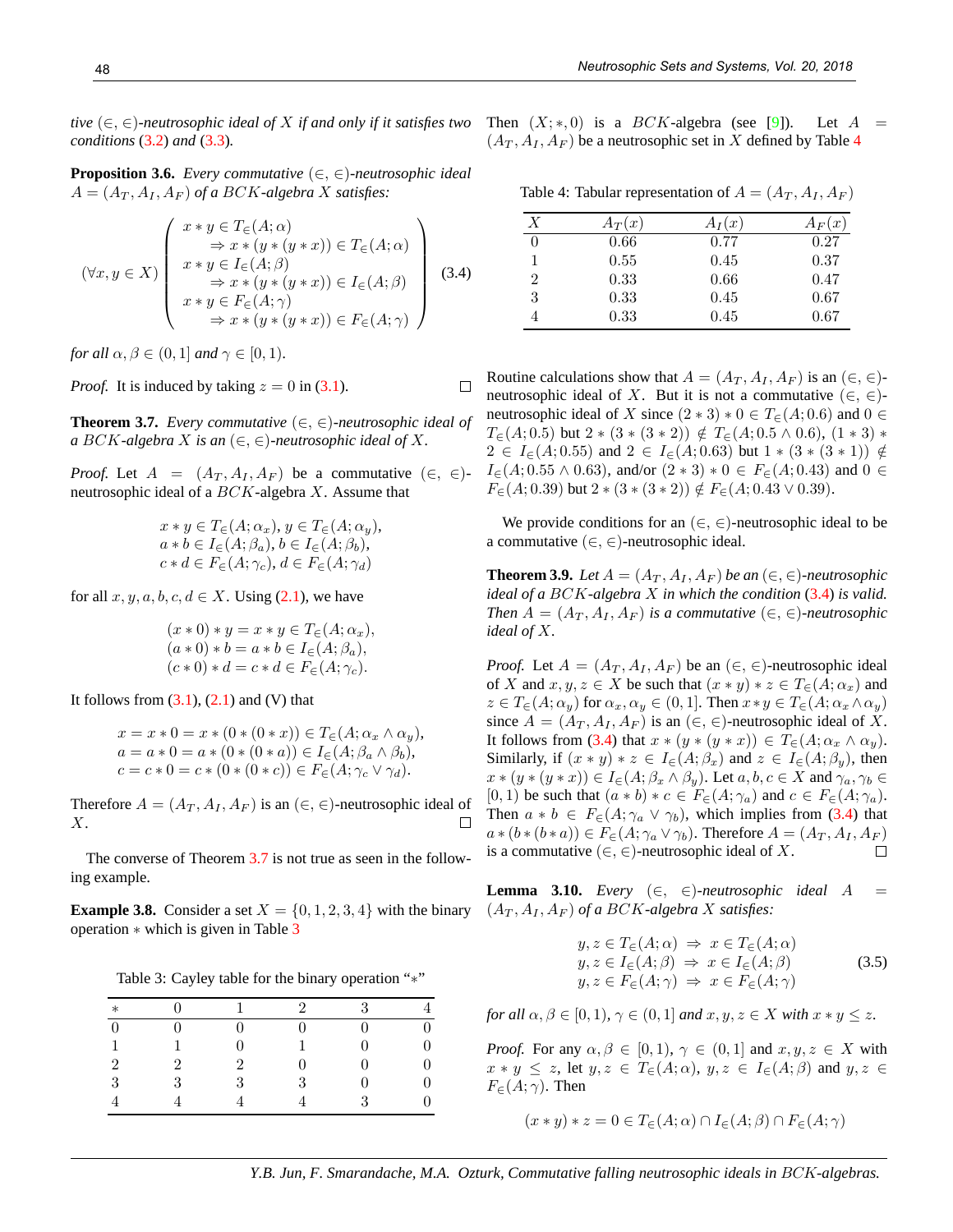*tive* $(\in, \in)$*-neutrosophic ideal of* $X$ *if and only if it satisfies two conditions* (3.2) *and* (3.3)*.*

**Proposition 3.6.** *Every commutative* $(\in, \in)$*-neutrosophic ideal* $A = (A_T, A_I, A_F)$ *of a* $BCK$*-algebra* $X$ *satisfies:*

$$(\forall x, y \in X) \left( \begin{array}{l} x * y \in T_{\in}(A;\alpha) \\ \quad \Rightarrow x * (y * (y * x)) \in T_{\in}(A;\alpha) \\ x * y \in I_{\in}(A;\beta) \\ \quad \Rightarrow x * (y * (y * x)) \in I_{\in}(A;\beta) \\ x * y \in F_{\in}(A;\gamma) \\ \quad \Rightarrow x * (y * (y * x)) \in F_{\in}(A;\gamma) \end{array} \right) \tag{3.4}$$

*for all* $\alpha, \beta \in (0, 1]$ *and* $\gamma \in [0, 1)$*.*

*Proof.* It is induced by taking $z = 0$ in (3.1). □

**Theorem 3.7.** *Every commutative* $(\in, \in)$*-neutrosophic ideal of a* $BCK$*-algebra* $X$ *is an* $(\in, \in)$*-neutrosophic ideal of* $X$*.*

*Proof.* Let $A = (A_T, A_I, A_F)$ be a commutative $(\in, \in)$-neutrosophic ideal of a $BCK$-algebra $X$. Assume that

$$\begin{array}{l} x * y \in T_{\in}(A;\alpha_x),\ y \in T_{\in}(A;\alpha_y), \\ a * b \in I_{\in}(A;\beta_a),\ b \in I_{\in}(A;\beta_b), \\ c * d \in F_{\in}(A;\gamma_c),\ d \in F_{\in}(A;\gamma_d) \end{array}$$

for all $x, y, a, b, c, d \in X$. Using (2.1), we have

$$\begin{array}{l} (x * 0) * y = x * y \in T_{\in}(A;\alpha_x), \\ (a * 0) * b = a * b \in I_{\in}(A;\beta_a), \\ (c * 0) * d = c * d \in F_{\in}(A;\gamma_c). \end{array}$$

It follows from (3.1), (2.1) and (V) that

$$\begin{array}{l} x = x * 0 = x * (0 * (0 * x)) \in T_{\in}(A;\alpha_x \wedge \alpha_y), \\ a = a * 0 = a * (0 * (0 * a)) \in I_{\in}(A;\beta_a \wedge \beta_b), \\ c = c * 0 = c * (0 * (0 * c)) \in F_{\in}(A;\gamma_c \vee \gamma_d). \end{array}$$

Therefore $A = (A_T, A_I, A_F)$ is an $(\in, \in)$-neutrosophic ideal of $X$. □

The converse of Theorem 3.7 is not true as seen in the following example.

**Example 3.8.** Consider a set $X = \{0, 1, 2, 3, 4\}$ with the binary operation $*$ which is given in Table 3

Table 3: Cayley table for the binary operation "$*$"

| $*$ | 0 | 1 | 2 | 3 | 4 |
|---|---|---|---|---|---|
| 0 | 0 | 0 | 0 | 0 | 0 |
| 1 | 1 | 0 | 1 | 0 | 0 |
| 2 | 2 | 2 | 0 | 0 | 0 |
| 3 | 3 | 3 | 3 | 0 | 0 |
| 4 | 4 | 4 | 4 | 3 | 0 |

Then $(X; *, 0)$ is a $BCK$-algebra (see [9]). Let $A = (A_T, A_I, A_F)$ be a neutrosophic set in $X$ defined by Table 4

Table 4: Tabular representation of $A = (A_T, A_I, A_F)$

| $X$ | $A_T(x)$ | $A_I(x)$ | $A_F(x)$ |
|---|---|---|---|
| 0 | 0.66 | 0.77 | 0.27 |
| 1 | 0.55 | 0.45 | 0.37 |
| 2 | 0.33 | 0.66 | 0.47 |
| 3 | 0.33 | 0.45 | 0.67 |
| 4 | 0.33 | 0.45 | 0.67 |

Routine calculations show that $A = (A_T, A_I, A_F)$ is an $(\in, \in)$-neutrosophic ideal of $X$. But it is not a commutative $(\in, \in)$-neutrosophic ideal of $X$ since $(2 * 3) * 0 \in T_{\in}(A; 0.6)$ and $0 \in T_{\in}(A; 0.5)$ but $2 * (3 * (3 * 2)) \notin T_{\in}(A; 0.5 \wedge 0.6)$, $(1 * 3) * 2 \in I_{\in}(A; 0.55)$ and $2 \in I_{\in}(A; 0.63)$ but $1 * (3 * (3 * 1)) \notin I_{\in}(A; 0.55 \wedge 0.63)$, and/or $(2 * 3) * 0 \in F_{\in}(A; 0.43)$ and $0 \in F_{\in}(A; 0.39)$ but $2 * (3 * (3 * 2)) \notin F_{\in}(A; 0.43 \vee 0.39)$.

We provide conditions for an $(\in, \in)$-neutrosophic ideal to be a commutative $(\in, \in)$-neutrosophic ideal.

**Theorem 3.9.** *Let* $A = (A_T, A_I, A_F)$ *be an* $(\in, \in)$*-neutrosophic ideal of a* $BCK$*-algebra* $X$ *in which the condition* (3.4) *is valid. Then* $A = (A_T, A_I, A_F)$ *is a commutative* $(\in, \in)$*-neutrosophic ideal of* $X$*.*

*Proof.* Let $A = (A_T, A_I, A_F)$ be an $(\in, \in)$-neutrosophic ideal of $X$ and $x, y, z \in X$ be such that $(x * y) * z \in T_{\in}(A; \alpha_x)$ and $z \in T_{\in}(A; \alpha_y)$ for $\alpha_x, \alpha_y \in (0, 1]$. Then $x * y \in T_{\in}(A; \alpha_x \wedge \alpha_y)$ since $A = (A_T, A_I, A_F)$ is an $(\in, \in)$-neutrosophic ideal of $X$. It follows from (3.4) that $x * (y * (y * x)) \in T_{\in}(A; \alpha_x \wedge \alpha_y)$. Similarly, if $(x * y) * z \in I_{\in}(A; \beta_x)$ and $z \in I_{\in}(A; \beta_y)$, then $x * (y * (y * x)) \in I_{\in}(A; \beta_x \wedge \beta_y)$. Let $a, b, c \in X$ and $\gamma_a, \gamma_b \in [0, 1)$ be such that $(a * b) * c \in F_{\in}(A; \gamma_a)$ and $c \in F_{\in}(A; \gamma_a)$. Then $a * b \in F_{\in}(A; \gamma_a \vee \gamma_b)$, which implies from (3.4) that $a * (b * (b * a)) \in F_{\in}(A; \gamma_a \vee \gamma_b)$. Therefore $A = (A_T, A_I, A_F)$ is a commutative $(\in, \in)$-neutrosophic ideal of $X$. □

**Lemma 3.10.** *Every* $(\in, \in)$*-neutrosophic ideal* $A = (A_T, A_I, A_F)$ *of a* $BCK$*-algebra* $X$ *satisfies:*

$$\begin{array}{l} y, z \in T_{\in}(A;\alpha) \ \Rightarrow\ x \in T_{\in}(A;\alpha) \\ y, z \in I_{\in}(A;\beta) \ \Rightarrow\ x \in I_{\in}(A;\beta) \\ y, z \in F_{\in}(A;\gamma) \ \Rightarrow\ x \in F_{\in}(A;\gamma) \end{array} \tag{3.5}$$

*for all* $\alpha, \beta \in [0, 1)$*,* $\gamma \in (0, 1]$ *and* $x, y, z \in X$ *with* $x * y \leq z$*.*

*Proof.* For any $\alpha, \beta \in [0, 1)$, $\gamma \in (0, 1]$ and $x, y, z \in X$ with $x * y \leq z$, let $y, z \in T_{\in}(A; \alpha)$, $y, z \in I_{\in}(A; \beta)$ and $y, z \in F_{\in}(A; \gamma)$. Then

$$(x * y) * z = 0 \in T_{\in}(A;\alpha) \cap I_{\in}(A;\beta) \cap F_{\in}(A;\gamma)$$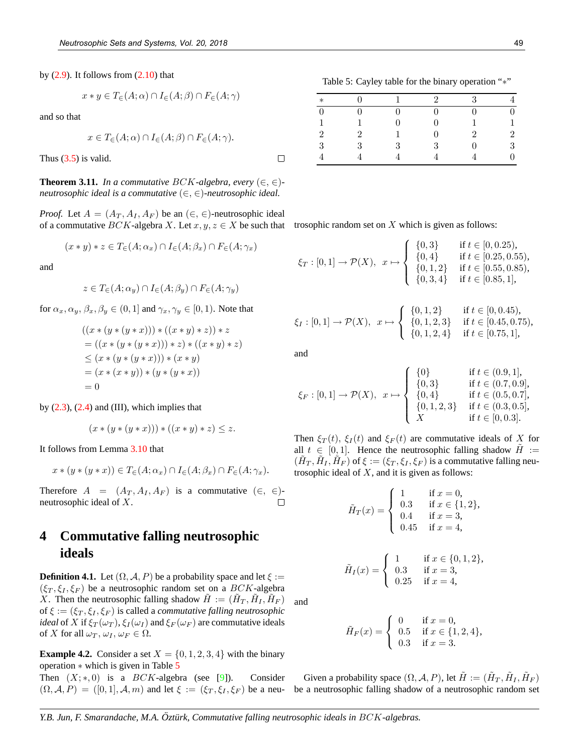by (2.9). It follows from (2.10) that

$$x * y \in T_{\in}(A; \alpha) \cap I_{\in}(A; \beta) \cap F_{\in}(A; \gamma)$$

and so that

$$x \in T_{\in}(A; \alpha) \cap I_{\in}(A; \beta) \cap F_{\in}(A; \gamma).$$

Thus (3.5) is valid. □

**Theorem 3.11.** *In a commutative $BCK$-algebra, every $(\in, \in)$-neutrosophic ideal is a commutative $(\in, \in)$-neutrosophic ideal.*

*Proof.* Let $A = (A_T, A_I, A_F)$ be an $(\in, \in)$-neutrosophic ideal of a commutative $BCK$-algebra $X$. Let $x, y, z \in X$ be such that

$$(x * y) * z \in T_{\in}(A; \alpha_x) \cap I_{\in}(A; \beta_x) \cap F_{\in}(A; \gamma_x)$$

and

$$z \in T_{\in}(A; \alpha_y) \cap I_{\in}(A; \beta_y) \cap F_{\in}(A; \gamma_y)$$

for $\alpha_x, \alpha_y, \beta_x, \beta_y \in (0, 1]$ and $\gamma_x, \gamma_y \in [0, 1)$. Note that

$$\begin{aligned}
&((x * (y * (y * x))) * ((x * y) * z)) * z \\
&= ((x * (y * (y * x))) * z) * ((x * y) * z) \\
&\leq (x * (y * (y * x))) * (x * y) \\
&= (x * (x * y)) * (y * (y * x)) \\
&= 0
\end{aligned}$$

by (2.3), (2.4) and (III), which implies that

$$(x * (y * (y * x))) * ((x * y) * z) \leq z.$$

It follows from Lemma 3.10 that

$$x * (y * (y * x)) \in T_{\in}(A; \alpha_x) \cap I_{\in}(A; \beta_x) \cap F_{\in}(A; \gamma_x).$$

Therefore $A = (A_T, A_I, A_F)$ is a commutative $(\in, \in)$-neutrosophic ideal of $X$. □

# 4 Commutative falling neutrosophic ideals

**Definition 4.1.** Let $(\Omega, \mathcal{A}, P)$ be a probability space and let $\xi := (\xi_T, \xi_I, \xi_F)$ be a neutrosophic random set on a $BCK$-algebra $X$. Then the neutrosophic falling shadow $\tilde{H} := (\tilde{H}_T, \tilde{H}_I, \tilde{H}_F)$ of $\xi := (\xi_T, \xi_I, \xi_F)$ is called a *commutative falling neutrosophic ideal* of $X$ if $\xi_T(\omega_T)$, $\xi_I(\omega_I)$ and $\xi_F(\omega_F)$ are commutative ideals of $X$ for all $\omega_T, \omega_I, \omega_F \in \Omega$.

**Example 4.2.** Consider a set $X = \{0, 1, 2, 3, 4\}$ with the binary operation $*$ which is given in Table 5

Table 5: Cayley table for the binary operation "$*$"

| $*$ | 0 | 1 | 2 | 3 | 4 |
|---|---|---|---|---|---|
| 0 | 0 | 0 | 0 | 0 | 0 |
| 1 | 1 | 0 | 0 | 1 | 1 |
| 2 | 2 | 1 | 0 | 2 | 2 |
| 3 | 3 | 3 | 3 | 0 | 3 |
| 4 | 4 | 4 | 4 | 4 | 0 |

Then $(X; *, 0)$ is a $BCK$-algebra (see [9]). Consider $(\Omega, \mathcal{A}, P) = ([0, 1], \mathcal{A}, m)$ and let $\xi := (\xi_T, \xi_I, \xi_F)$ be a neutrosophic random set on $X$ which is given as follows:

$$\xi_T : [0, 1] \to \mathcal{P}(X), \quad x \mapsto \begin{cases} \{0, 3\} & \text{if } t \in [0, 0.25), \\ \{0, 4\} & \text{if } t \in [0.25, 0.55), \\ \{0, 1, 2\} & \text{if } t \in [0.55, 0.85), \\ \{0, 3, 4\} & \text{if } t \in [0.85, 1], \end{cases}$$

$$\xi_I : [0, 1] \to \mathcal{P}(X), \quad x \mapsto \begin{cases} \{0, 1, 2\} & \text{if } t \in [0, 0.45), \\ \{0, 1, 2, 3\} & \text{if } t \in [0.45, 0.75), \\ \{0, 1, 2, 4\} & \text{if } t \in [0.75, 1], \end{cases}$$

and

$$\xi_F : [0, 1] \to \mathcal{P}(X), \quad x \mapsto \begin{cases} \{0\} & \text{if } t \in (0.9, 1], \\ \{0, 3\} & \text{if } t \in (0.7, 0.9], \\ \{0, 4\} & \text{if } t \in (0.5, 0.7], \\ \{0, 1, 2, 3\} & \text{if } t \in (0.3, 0.5], \\ X & \text{if } t \in [0, 0.3]. \end{cases}$$

Then $\xi_T(t)$, $\xi_I(t)$ and $\xi_F(t)$ are commutative ideals of $X$ for all $t \in [0, 1]$. Hence the neutrosophic falling shadow $\tilde{H} := (\tilde{H}_T, \tilde{H}_I, \tilde{H}_F)$ of $\xi := (\xi_T, \xi_I, \xi_F)$ is a commutative falling neutrosophic ideal of $X$, and it is given as follows:

$$\tilde{H}_T(x) = \begin{cases} 1 & \text{if } x = 0, \\ 0.3 & \text{if } x \in \{1, 2\}, \\ 0.4 & \text{if } x = 3, \\ 0.45 & \text{if } x = 4, \end{cases}$$

$$\tilde{H}_I(x) = \begin{cases} 1 & \text{if } x \in \{0, 1, 2\}, \\ 0.3 & \text{if } x = 3, \\ 0.25 & \text{if } x = 4, \end{cases}$$

and

$$\tilde{H}_F(x) = \begin{cases} 0 & \text{if } x = 0, \\ 0.5 & \text{if } x \in \{1, 2, 4\}, \\ 0.3 & \text{if } x = 3. \end{cases}$$

Given a probability space $(\Omega, \mathcal{A}, P)$, let $\tilde{H} := (\tilde{H}_T, \tilde{H}_I, \tilde{H}_F)$ be a neutrosophic falling shadow of a neutrosophic random set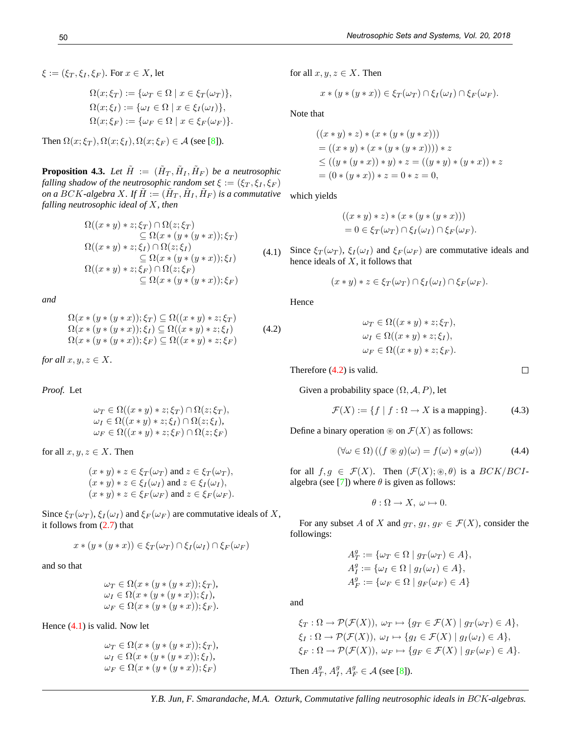$\xi := (\xi_T, \xi_I, \xi_F)$. For $x \in X$, let

$$\Omega(x;\xi_T) := \{\omega_T \in \Omega \mid x \in \xi_T(\omega_T)\},$$
$$\Omega(x;\xi_I) := \{\omega_I \in \Omega \mid x \in \xi_I(\omega_I)\},$$
$$\Omega(x;\xi_F) := \{\omega_F \in \Omega \mid x \in \xi_F(\omega_F)\}.$$

Then $\Omega(x;\xi_T), \Omega(x;\xi_I), \Omega(x;\xi_F) \in \mathcal{A}$ (see [8]).

**Proposition 4.3.** *Let $\tilde{H} := (\tilde{H}_T, \tilde{H}_I, \tilde{H}_F)$ be a neutrosophic falling shadow of the neutrosophic random set $\xi := (\xi_T, \xi_I, \xi_F)$ on a $BCK$-algebra $X$. If $\tilde{H} := (\tilde{H}_T, \tilde{H}_I, \tilde{H}_F)$ is a commutative falling neutrosophic ideal of $X$, then*

$$\begin{aligned}
&\Omega((x*y)*z;\xi_T) \cap \Omega(z;\xi_T) \\
&\qquad \subseteq \Omega(x*(y*(y*x));\xi_T) \\
&\Omega((x*y)*z;\xi_I) \cap \Omega(z;\xi_I) \\
&\qquad \subseteq \Omega(x*(y*(y*x));\xi_I) \\
&\Omega((x*y)*z;\xi_F) \cap \Omega(z;\xi_F) \\
&\qquad \subseteq \Omega(x*(y*(y*x));\xi_F)
\end{aligned} \tag{4.1}$$

*and*

$$\begin{aligned}
&\Omega(x*(y*(y*x));\xi_T) \subseteq \Omega((x*y)*z;\xi_T) \\
&\Omega(x*(y*(y*x));\xi_I) \subseteq \Omega((x*y)*z;\xi_I) \\
&\Omega(x*(y*(y*x));\xi_F) \subseteq \Omega((x*y)*z;\xi_F)
\end{aligned} \tag{4.2}$$

*for all $x, y, z \in X$.*

*Proof.* Let

$$\omega_T \in \Omega((x*y)*z;\xi_T) \cap \Omega(z;\xi_T),$$
$$\omega_I \in \Omega((x*y)*z;\xi_I) \cap \Omega(z;\xi_I),$$
$$\omega_F \in \Omega((x*y)*z;\xi_F) \cap \Omega(z;\xi_F)$$

for all $x, y, z \in X$. Then

$$(x*y)*z \in \xi_T(\omega_T) \text{ and } z \in \xi_T(\omega_T),$$
$$(x*y)*z \in \xi_I(\omega_I) \text{ and } z \in \xi_I(\omega_I),$$
$$(x*y)*z \in \xi_F(\omega_F) \text{ and } z \in \xi_F(\omega_F).$$

Since $\xi_T(\omega_T)$, $\xi_I(\omega_I)$ and $\xi_F(\omega_F)$ are commutative ideals of $X$, it follows from (2.7) that

$$x*(y*(y*x)) \in \xi_T(\omega_T) \cap \xi_I(\omega_I) \cap \xi_F(\omega_F)$$

and so that

$$\omega_T \in \Omega(x*(y*(y*x));\xi_T),$$
$$\omega_I \in \Omega(x*(y*(y*x));\xi_I),$$
$$\omega_F \in \Omega(x*(y*(y*x));\xi_F).$$

Hence (4.1) is valid. Now let

$$\omega_T \in \Omega(x*(y*(y*x));\xi_T),$$
$$\omega_I \in \Omega(x*(y*(y*x));\xi_I),$$
$$\omega_F \in \Omega(x*(y*(y*x));\xi_F)$$

for all $x, y, z \in X$. Then

$$x*(y*(y*x)) \in \xi_T(\omega_T) \cap \xi_I(\omega_I) \cap \xi_F(\omega_F).$$

Note that

$$\begin{aligned}
&((x*y)*z)*(x*(y*(y*x))) \\
&= ((x*y)*(x*(y*(y*x))))*z \\
&\leq ((y*(y*x))*y)*z = ((y*y)*(y*x))*z \\
&= (0*(y*x))*z = 0*z = 0,
\end{aligned}$$

which yields

$$\begin{aligned}
&((x*y)*z)*(x*(y*(y*x))) \\
&= 0 \in \xi_T(\omega_T) \cap \xi_I(\omega_I) \cap \xi_F(\omega_F).
\end{aligned}$$

Since $\xi_T(\omega_T)$, $\xi_I(\omega_I)$ and $\xi_F(\omega_F)$ are commutative ideals and hence ideals of $X$, it follows that

$$(x*y)*z \in \xi_T(\omega_T) \cap \xi_I(\omega_I) \cap \xi_F(\omega_F).$$

Hence

$$\omega_T \in \Omega((x*y)*z;\xi_T),$$
$$\omega_I \in \Omega((x*y)*z;\xi_I),$$
$$\omega_F \in \Omega((x*y)*z;\xi_F).$$

Therefore (4.2) is valid. □

Given a probability space $(\Omega, \mathcal{A}, P)$, let

$$\mathcal{F}(X) := \{f \mid f : \Omega \to X \text{ is a mapping}\}. \tag{4.3}$$

Define a binary operation $\circledast$ on $\mathcal{F}(X)$ as follows:

$$(\forall \omega \in \Omega)\ ((f \circledast g)(\omega) = f(\omega) * g(\omega)) \tag{4.4}$$

for all $f, g \in \mathcal{F}(X)$. Then $(\mathcal{F}(X); \circledast, \theta)$ is a $BCK/BCI$-algebra (see [7]) where $\theta$ is given as follows:

$$\theta : \Omega \to X,\ \omega \mapsto 0.$$

For any subset $A$ of $X$ and $g_T, g_I, g_F \in \mathcal{F}(X)$, consider the followings:

$$A_T^g := \{\omega_T \in \Omega \mid g_T(\omega_T) \in A\},$$
$$A_I^g := \{\omega_I \in \Omega \mid g_I(\omega_I) \in A\},$$
$$A_F^g := \{\omega_F \in \Omega \mid g_F(\omega_F) \in A\}$$

and

$$\xi_T : \Omega \to \mathcal{P}(\mathcal{F}(X)),\ \omega_T \mapsto \{g_T \in \mathcal{F}(X) \mid g_T(\omega_T) \in A\},$$
$$\xi_I : \Omega \to \mathcal{P}(\mathcal{F}(X)),\ \omega_I \mapsto \{g_I \in \mathcal{F}(X) \mid g_I(\omega_I) \in A\},$$
$$\xi_F : \Omega \to \mathcal{P}(\mathcal{F}(X)),\ \omega_F \mapsto \{g_F \in \mathcal{F}(X) \mid g_F(\omega_F) \in A\}.$$

Then $A_T^g, A_I^g, A_F^g \in \mathcal{A}$ (see [8]).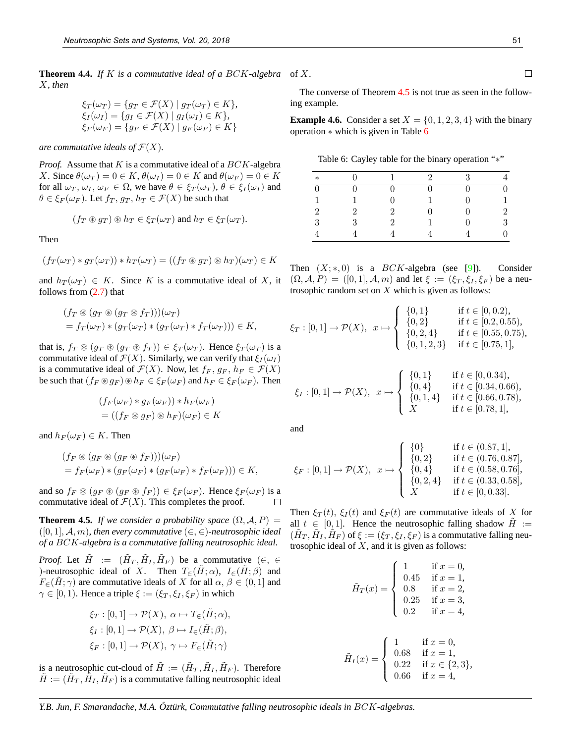**Theorem 4.4.** *If $K$ is a commutative ideal of a $BCK$-algebra $X$, then*

$$\xi_T(\omega_T) = \{g_T \in \mathcal{F}(X) \mid g_T(\omega_T) \in K\},$$
$$\xi_I(\omega_I) = \{g_I \in \mathcal{F}(X) \mid g_I(\omega_I) \in K\},$$
$$\xi_F(\omega_F) = \{g_F \in \mathcal{F}(X) \mid g_F(\omega_F) \in K\}$$

*are commutative ideals of $\mathcal{F}(X)$.*

*Proof.* Assume that $K$ is a commutative ideal of a $BCK$-algebra $X$. Since $\theta(\omega_T) = 0 \in K$, $\theta(\omega_I) = 0 \in K$ and $\theta(\omega_F) = 0 \in K$ for all $\omega_T, \omega_I, \omega_F \in \Omega$, we have $\theta \in \xi_T(\omega_T)$, $\theta \in \xi_I(\omega_I)$ and $\theta \in \xi_F(\omega_F)$. Let $f_T, g_T, h_T \in \mathcal{F}(X)$ be such that

$$(f_T \circledast g_T) \circledast h_T \in \xi_T(\omega_T) \text{ and } h_T \in \xi_T(\omega_T).$$

Then

$$(f_T(\omega_T) * g_T(\omega_T)) * h_T(\omega_T) = ((f_T \circledast g_T) \circledast h_T)(\omega_T) \in K$$

and $h_T(\omega_T) \in K$. Since $K$ is a commutative ideal of $X$, it follows from (2.7) that

$$\begin{aligned}&(f_T \circledast (g_T \circledast (g_T \circledast f_T)))(\omega_T)\\ &= f_T(\omega_T) * (g_T(\omega_T) * (g_T(\omega_T) * f_T(\omega_T))) \in K,\end{aligned}$$

that is, $f_T \circledast (g_T \circledast (g_T \circledast f_T)) \in \xi_T(\omega_T)$. Hence $\xi_T(\omega_T)$ is a commutative ideal of $\mathcal{F}(X)$. Similarly, we can verify that $\xi_I(\omega_I)$ is a commutative ideal of $\mathcal{F}(X)$. Now, let $f_F, g_F, h_F \in \mathcal{F}(X)$ be such that $(f_F \circledast g_F) \circledast h_F \in \xi_F(\omega_F)$ and $h_F \in \xi_F(\omega_F)$. Then

$$\begin{aligned}&(f_F(\omega_F) * g_F(\omega_F)) * h_F(\omega_F)\\ &= ((f_F \circledast g_F) \circledast h_F)(\omega_F) \in K\end{aligned}$$

and $h_F(\omega_F) \in K$. Then

$$\begin{aligned}&(f_F \circledast (g_F \circledast (g_F \circledast f_F)))(\omega_F)\\ &= f_F(\omega_F) * (g_F(\omega_F) * (g_F(\omega_F) * f_F(\omega_F))) \in K,\end{aligned}$$

and so $f_F \circledast (g_F \circledast (g_F \circledast f_F)) \in \xi_F(\omega_F)$. Hence $\xi_F(\omega_F)$ is a commutative ideal of $\mathcal{F}(X)$. This completes the proof. □

**Theorem 4.5.** *If we consider a probability space $(\Omega, \mathcal{A}, P) = ([0,1], \mathcal{A}, m)$, then every commutative $(\in, \in)$-neutrosophic ideal of a $BCK$-algebra is a commutative falling neutrosophic ideal.*

*Proof.* Let $\tilde{H} := (\tilde{H}_T, \tilde{H}_I, \tilde{H}_F)$ be a commutative $(\in, \in)$-neutrosophic ideal of $X$. Then $T_\in(\tilde{H}; \alpha)$, $I_\in(\tilde{H}; \beta)$ and $F_\in(\tilde{H}; \gamma)$ are commutative ideals of $X$ for all $\alpha, \beta \in (0,1]$ and $\gamma \in [0,1)$. Hence a triple $\xi := (\xi_T, \xi_I, \xi_F)$ in which

$$\xi_T : [0,1] \to \mathcal{P}(X),\ \alpha \mapsto T_\in(\tilde{H}; \alpha),$$
$$\xi_I : [0,1] \to \mathcal{P}(X),\ \beta \mapsto I_\in(\tilde{H}; \beta),$$
$$\xi_F : [0,1] \to \mathcal{P}(X),\ \gamma \mapsto F_\in(\tilde{H}; \gamma)$$

is a neutrosophic cut-cloud of $\tilde{H} := (\tilde{H}_T, \tilde{H}_I, \tilde{H}_F)$. Therefore $\tilde{H} := (\tilde{H}_T, \tilde{H}_I, \tilde{H}_F)$ is a commutative falling neutrosophic ideal of $X$. □

The converse of Theorem 4.5 is not true as seen in the following example.

**Example 4.6.** Consider a set $X = \{0, 1, 2, 3, 4\}$ with the binary operation $*$ which is given in Table 6

Table 6: Cayley table for the binary operation "$*$"

| $*$ | 0 | 1 | 2 | 3 | 4 |
|---|---|---|---|---|---|
| 0 | 0 | 0 | 0 | 0 | 0 |
| 1 | 1 | 0 | 1 | 0 | 1 |
| 2 | 2 | 2 | 0 | 0 | 2 |
| 3 | 3 | 2 | 1 | 0 | 3 |
| 4 | 4 | 4 | 4 | 4 | 0 |

Then $(X; *, 0)$ is a $BCK$-algebra (see [9]). Consider $(\Omega, \mathcal{A}, P) = ([0,1], \mathcal{A}, m)$ and let $\xi := (\xi_T, \xi_I, \xi_F)$ be a neutrosophic random set on $X$ which is given as follows:

$$\xi_T : [0,1] \to \mathcal{P}(X),\ \ x \mapsto \begin{cases} \{0,1\} & \text{if } t \in [0, 0.2),\\ \{0,2\} & \text{if } t \in [0.2, 0.55),\\ \{0,2,4\} & \text{if } t \in [0.55, 0.75),\\ \{0,1,2,3\} & \text{if } t \in [0.75, 1],\end{cases}$$

$$\xi_I : [0,1] \to \mathcal{P}(X),\ \ x \mapsto \begin{cases} \{0,1\} & \text{if } t \in [0, 0.34),\\ \{0,4\} & \text{if } t \in [0.34, 0.66),\\ \{0,1,4\} & \text{if } t \in [0.66, 0.78),\\ X & \text{if } t \in [0.78, 1],\end{cases}$$

and

$$\xi_F : [0,1] \to \mathcal{P}(X),\ \ x \mapsto \begin{cases} \{0\} & \text{if } t \in (0.87, 1],\\ \{0,2\} & \text{if } t \in (0.76, 0.87],\\ \{0,4\} & \text{if } t \in (0.58, 0.76],\\ \{0,2,4\} & \text{if } t \in (0.33, 0.58],\\ X & \text{if } t \in [0, 0.33].\end{cases}$$

Then $\xi_T(t)$, $\xi_I(t)$ and $\xi_F(t)$ are commutative ideals of $X$ for all $t \in [0,1]$. Hence the neutrosophic falling shadow $\tilde{H} := (\tilde{H}_T, \tilde{H}_I, \tilde{H}_F)$ of $\xi := (\xi_T, \xi_I, \xi_F)$ is a commutative falling neutrosophic ideal of $X$, and it is given as follows:

$$\tilde{H}_T(x) = \begin{cases} 1 & \text{if } x = 0,\\ 0.45 & \text{if } x = 1,\\ 0.8 & \text{if } x = 2,\\ 0.25 & \text{if } x = 3,\\ 0.2 & \text{if } x = 4,\end{cases}$$

$$\tilde{H}_I(x) = \begin{cases} 1 & \text{if } x = 0,\\ 0.68 & \text{if } x = 1,\\ 0.22 & \text{if } x \in \{2,3\},\\ 0.66 & \text{if } x = 4,\end{cases}$$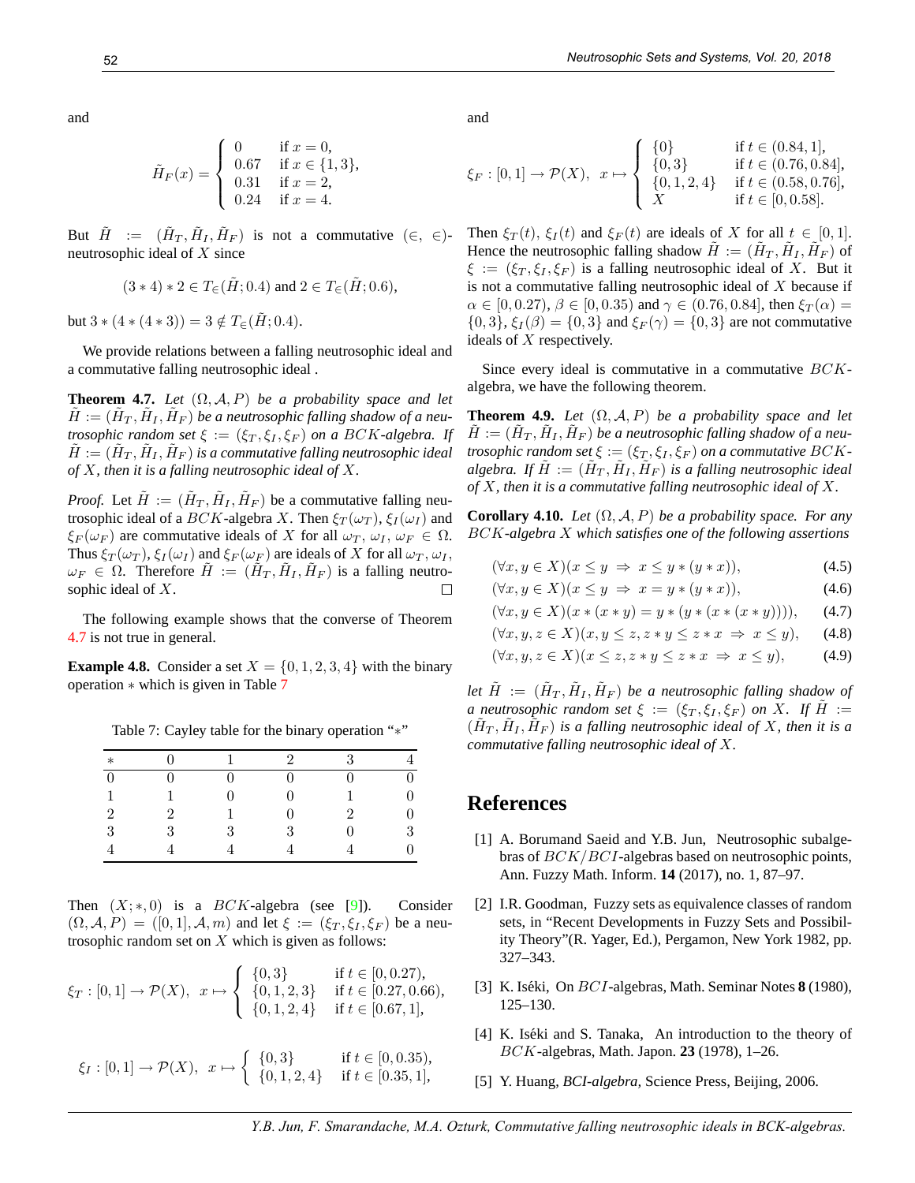and

$$\tilde{H}_F(x) = \begin{cases} 0 & \text{if } x = 0, \\ 0.67 & \text{if } x \in \{1, 3\}, \\ 0.31 & \text{if } x = 2, \\ 0.24 & \text{if } x = 4. \end{cases}$$

But $\tilde{H} := (\tilde{H}_T, \tilde{H}_I, \tilde{H}_F)$ is not a commutative $(\in, \in)$-neutrosophic ideal of $X$ since

$$(3 * 4) * 2 \in T_\in(\tilde{H}; 0.4) \text{ and } 2 \in T_\in(\tilde{H}; 0.6),$$

but $3 * (4 * (4 * 3)) = 3 \notin T_\in(\tilde{H}; 0.4)$.

We provide relations between a falling neutrosophic ideal and a commutative falling neutrosophic ideal .

**Theorem 4.7.** *Let $(\Omega, \mathcal{A}, P)$ be a probability space and let $\tilde{H} := (\tilde{H}_T, \tilde{H}_I, \tilde{H}_F)$ be a neutrosophic falling shadow of a neutrosophic random set $\xi := (\xi_T, \xi_I, \xi_F)$ on a $BCK$-algebra. If $\tilde{H} := (\tilde{H}_T, \tilde{H}_I, \tilde{H}_F)$ is a commutative falling neutrosophic ideal of $X$, then it is a falling neutrosophic ideal of $X$.*

*Proof.* Let $\tilde{H} := (\tilde{H}_T, \tilde{H}_I, \tilde{H}_F)$ be a commutative falling neutrosophic ideal of a $BCK$-algebra $X$. Then $\xi_T(\omega_T)$, $\xi_I(\omega_I)$ and $\xi_F(\omega_F)$ are commutative ideals of $X$ for all $\omega_T, \omega_I, \omega_F \in \Omega$. Thus $\xi_T(\omega_T)$, $\xi_I(\omega_I)$ and $\xi_F(\omega_F)$ are ideals of $X$ for all $\omega_T, \omega_I, \omega_F \in \Omega$. Therefore $\tilde{H} := (\tilde{H}_T, \tilde{H}_I, \tilde{H}_F)$ is a falling neutrosophic ideal of $X$. □

The following example shows that the converse of Theorem 4.7 is not true in general.

**Example 4.8.** Consider a set $X = \{0, 1, 2, 3, 4\}$ with the binary operation $*$ which is given in Table 7

Table 7: Cayley table for the binary operation "$*$"

| $*$ | 0 | 1 | 2 | 3 | 4 |
|---|---|---|---|---|---|
| 0 | 0 | 0 | 0 | 0 | 0 |
| 1 | 1 | 0 | 0 | 1 | 0 |
| 2 | 2 | 1 | 0 | 2 | 0 |
| 3 | 3 | 3 | 3 | 0 | 3 |
| 4 | 4 | 4 | 4 | 4 | 0 |

Then $(X; *, 0)$ is a $BCK$-algebra (see [9]). Consider $(\Omega, \mathcal{A}, P) = ([0, 1], \mathcal{A}, m)$ and let $\xi := (\xi_T, \xi_I, \xi_F)$ be a neutrosophic random set on $X$ which is given as follows:

$$\xi_T : [0, 1] \to \mathcal{P}(X), \;\; x \mapsto \begin{cases} \{0, 3\} & \text{if } t \in [0, 0.27), \\ \{0, 1, 2, 3\} & \text{if } t \in [0.27, 0.66), \\ \{0, 1, 2, 4\} & \text{if } t \in [0.67, 1], \end{cases}$$

$$\xi_I : [0, 1] \to \mathcal{P}(X), \;\; x \mapsto \begin{cases} \{0, 3\} & \text{if } t \in [0, 0.35), \\ \{0, 1, 2, 4\} & \text{if } t \in [0.35, 1], \end{cases}$$

and

$$\xi_F : [0, 1] \to \mathcal{P}(X), \;\; x \mapsto \begin{cases} \{0\} & \text{if } t \in (0.84, 1], \\ \{0, 3\} & \text{if } t \in (0.76, 0.84], \\ \{0, 1, 2, 4\} & \text{if } t \in (0.58, 0.76], \\ X & \text{if } t \in [0, 0.58]. \end{cases}$$

Then $\xi_T(t)$, $\xi_I(t)$ and $\xi_F(t)$ are ideals of $X$ for all $t \in [0, 1]$. Hence the neutrosophic falling shadow $\tilde{H} := (\tilde{H}_T, \tilde{H}_I, \tilde{H}_F)$ of $\xi := (\xi_T, \xi_I, \xi_F)$ is a falling neutrosophic ideal of $X$. But it is not a commutative falling neutrosophic ideal of $X$ because if $\alpha \in [0, 0.27)$, $\beta \in [0, 0.35)$ and $\gamma \in (0.76, 0.84]$, then $\xi_T(\alpha) = \{0, 3\}$, $\xi_I(\beta) = \{0, 3\}$ and $\xi_F(\gamma) = \{0, 3\}$ are not commutative ideals of $X$ respectively.

Since every ideal is commutative in a commutative $BCK$-algebra, we have the following theorem.

**Theorem 4.9.** *Let $(\Omega, \mathcal{A}, P)$ be a probability space and let $\tilde{H} := (\tilde{H}_T, \tilde{H}_I, \tilde{H}_F)$ be a neutrosophic falling shadow of a neutrosophic random set $\xi := (\xi_T, \xi_I, \xi_F)$ on a commutative $BCK$-algebra. If $\tilde{H} := (\tilde{H}_T, \tilde{H}_I, \tilde{H}_F)$ is a falling neutrosophic ideal of $X$, then it is a commutative falling neutrosophic ideal of $X$.*

**Corollary 4.10.** *Let $(\Omega, \mathcal{A}, P)$ be a probability space. For any $BCK$-algebra $X$ which satisfies one of the following assertions*

$$(\forall x, y \in X)(x \leq y \;\Rightarrow\; x \leq y * (y * x)), \tag{4.5}$$

$$(\forall x, y \in X)(x \leq y \;\Rightarrow\; x = y * (y * x)), \tag{4.6}$$

$$(\forall x, y \in X)(x * (x * y) = y * (y * (x * (x * y)))), \tag{4.7}$$

$$(\forall x, y, z \in X)(x, y \leq z, z * y \leq z * x \;\Rightarrow\; x \leq y), \tag{4.8}$$

$$(\forall x, y, z \in X)(x \leq z, z * y \leq z * x \;\Rightarrow\; x \leq y), \tag{4.9}$$

*let $\tilde{H} := (\tilde{H}_T, \tilde{H}_I, \tilde{H}_F)$ be a neutrosophic falling shadow of a neutrosophic random set $\xi := (\xi_T, \xi_I, \xi_F)$ on $X$. If $\tilde{H} := (\tilde{H}_T, \tilde{H}_I, \tilde{H}_F)$ is a falling neutrosophic ideal of $X$, then it is a commutative falling neutrosophic ideal of $X$.*

# References

[1] A. Borumand Saeid and Y.B. Jun, Neutrosophic subalgebras of $BCK/BCI$-algebras based on neutrosophic points, Ann. Fuzzy Math. Inform. **14** (2017), no. 1, 87–97.

[2] I.R. Goodman, Fuzzy sets as equivalence classes of random sets, in "Recent Developments in Fuzzy Sets and Possibility Theory"(R. Yager, Ed.), Pergamon, New York 1982, pp. 327–343.

[3] K. Iséki, On $BCI$-algebras, Math. Seminar Notes **8** (1980), 125–130.

[4] K. Iséki and S. Tanaka, An introduction to the theory of $BCK$-algebras, Math. Japon. **23** (1978), 1–26.

[5] Y. Huang, *BCI-algebra*, Science Press, Beijing, 2006.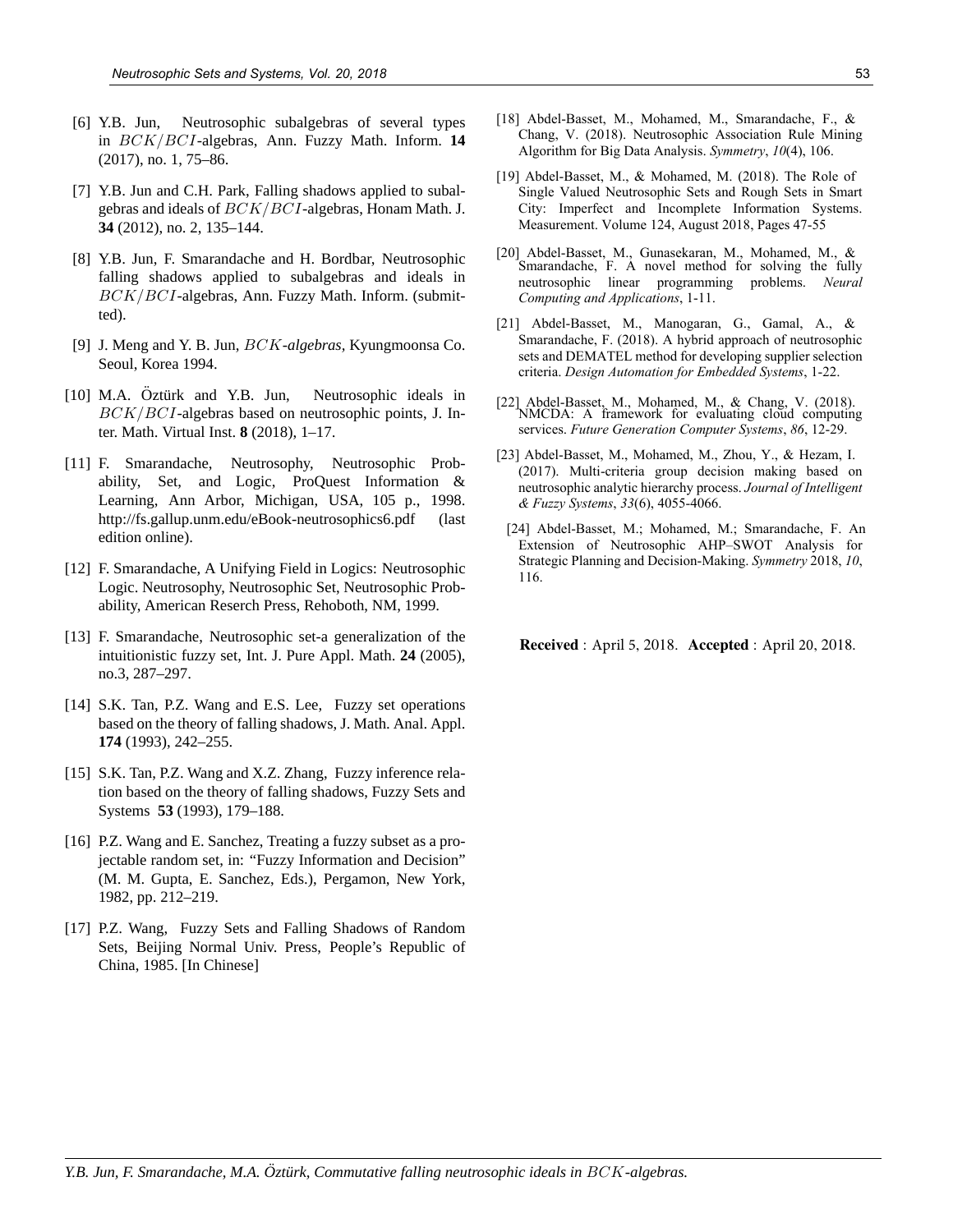[6] Y.B. Jun, Neutrosophic subalgebras of several types in $BCK/BCI$-algebras, Ann. Fuzzy Math. Inform. **14** (2017), no. 1, 75–86.

[7] Y.B. Jun and C.H. Park, Falling shadows applied to subalgebras and ideals of $BCK/BCI$-algebras, Honam Math. J. **34** (2012), no. 2, 135–144.

[8] Y.B. Jun, F. Smarandache and H. Bordbar, Neutrosophic falling shadows applied to subalgebras and ideals in $BCK/BCI$-algebras, Ann. Fuzzy Math. Inform. (submitted).

[9] J. Meng and Y. B. Jun, *$BCK$-algebras*, Kyungmoonsa Co. Seoul, Korea 1994.

[10] M.A. Öztürk and Y.B. Jun, Neutrosophic ideals in $BCK/BCI$-algebras based on neutrosophic points, J. Inter. Math. Virtual Inst. **8** (2018), 1–17.

[11] F. Smarandache, Neutrosophy, Neutrosophic Probability, Set, and Logic, ProQuest Information & Learning, Ann Arbor, Michigan, USA, 105 p., 1998. http://fs.gallup.unm.edu/eBook-neutrosophics6.pdf (last edition online).

[12] F. Smarandache, A Unifying Field in Logics: Neutrosophic Logic. Neutrosophy, Neutrosophic Set, Neutrosophic Probability, American Reserch Press, Rehoboth, NM, 1999.

[13] F. Smarandache, Neutrosophic set-a generalization of the intuitionistic fuzzy set, Int. J. Pure Appl. Math. **24** (2005), no.3, 287–297.

[14] S.K. Tan, P.Z. Wang and E.S. Lee, Fuzzy set operations based on the theory of falling shadows, J. Math. Anal. Appl. **174** (1993), 242–255.

[15] S.K. Tan, P.Z. Wang and X.Z. Zhang, Fuzzy inference relation based on the theory of falling shadows, Fuzzy Sets and Systems **53** (1993), 179–188.

[16] P.Z. Wang and E. Sanchez, Treating a fuzzy subset as a projectable random set, in: "Fuzzy Information and Decision" (M. M. Gupta, E. Sanchez, Eds.), Pergamon, New York, 1982, pp. 212–219.

[17] P.Z. Wang, Fuzzy Sets and Falling Shadows of Random Sets, Beijing Normal Univ. Press, People's Republic of China, 1985. [In Chinese]

[18] Abdel-Basset, M., Mohamed, M., Smarandache, F., & Chang, V. (2018). Neutrosophic Association Rule Mining Algorithm for Big Data Analysis. *Symmetry*, *10*(4), 106.

[19] Abdel-Basset, M., & Mohamed, M. (2018). The Role of Single Valued Neutrosophic Sets and Rough Sets in Smart City: Imperfect and Incomplete Information Systems. Measurement. Volume 124, August 2018, Pages 47-55

[20] Abdel-Basset, M., Gunasekaran, M., Mohamed, M., & Smarandache, F. A novel method for solving the fully neutrosophic linear programming problems. *Neural Computing and Applications*, 1-11.

[21] Abdel-Basset, M., Manogaran, G., Gamal, A., & Smarandache, F. (2018). A hybrid approach of neutrosophic sets and DEMATEL method for developing supplier selection criteria. *Design Automation for Embedded Systems*, 1-22.

[22] Abdel-Basset, M., Mohamed, M., & Chang, V. (2018). NMCDA: A framework for evaluating cloud computing services. *Future Generation Computer Systems*, *86*, 12-29.

[23] Abdel-Basset, M., Mohamed, M., Zhou, Y., & Hezam, I. (2017). Multi-criteria group decision making based on neutrosophic analytic hierarchy process. *Journal of Intelligent & Fuzzy Systems*, *33*(6), 4055-4066.

[24] Abdel-Basset, M.; Mohamed, M.; Smarandache, F. An Extension of Neutrosophic AHP–SWOT Analysis for Strategic Planning and Decision-Making. *Symmetry* 2018, *10*, 116.

**Received** : April 5, 2018. **Accepted** : April 20, 2018.